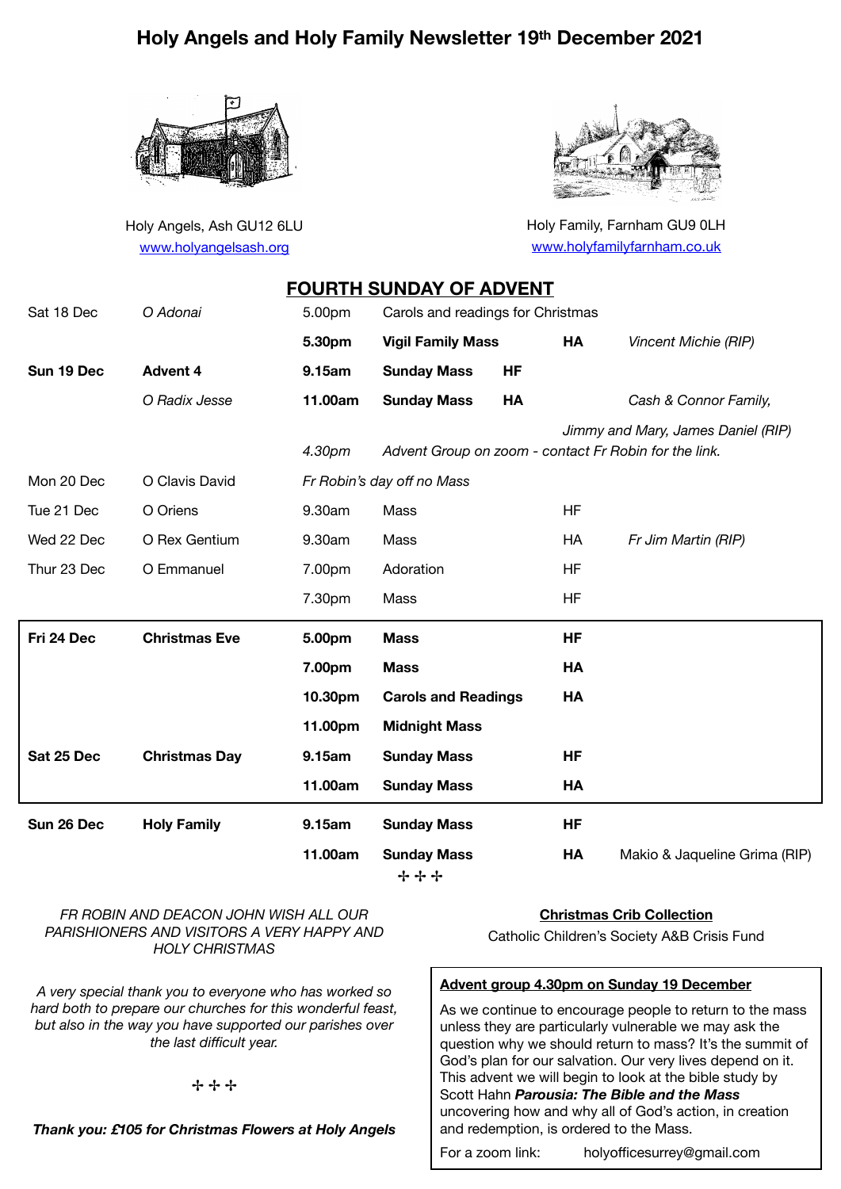# Holy Angels and Holy Family Newsletter 19th December 2021

Holy Angels, Ash GU12 6LU
www.holyangelsash.org

Holy Family, Farnham GU9 0LH
www.holyfamilyfarnham.co.uk

## FOURTH SUNDAY OF ADVENT

| Day | Feast | Time | Event | Church | Intention |
|---|---|---|---|---|---|
| Sat 18 Dec | *O Adonai* | 5.00pm | Carols and readings for Christmas | | |
| | | **5.30pm** | **Vigil Family Mass** | **HA** | *Vincent Michie (RIP)* |
| **Sun 19 Dec** | **Advent 4** | **9.15am** | **Sunday Mass** | **HF** | |
| | *O Radix Jesse* | **11.00am** | **Sunday Mass** | **HA** | *Cash & Connor Family, Jimmy and Mary, James Daniel (RIP)* |
| | | *4.30pm* | *Advent Group on zoom - contact Fr Robin for the link.* | | |
| Mon 20 Dec | O Clavis David | *Fr Robin's day off no Mass* | | | |
| Tue 21 Dec | O Oriens | 9.30am | Mass | HF | |
| Wed 22 Dec | O Rex Gentium | 9.30am | Mass | HA | *Fr Jim Martin (RIP)* |
| Thur 23 Dec | O Emmanuel | 7.00pm | Adoration | HF | |
| | | 7.30pm | Mass | HF | |
| **Fri 24 Dec** | **Christmas Eve** | **5.00pm** | **Mass** | **HF** | |
| | | **7.00pm** | **Mass** | **HA** | |
| | | **10.30pm** | **Carols and Readings** | **HA** | |
| | | **11.00pm** | **Midnight Mass** | | |
| **Sat 25 Dec** | **Christmas Day** | **9.15am** | **Sunday Mass** | **HF** | |
| | | **11.00am** | **Sunday Mass** | **HA** | |
| **Sun 26 Dec** | **Holy Family** | **9.15am** | **Sunday Mass** | **HF** | |
| | | **11.00am** | **Sunday Mass** | **HA** | Makio & Jaqueline Grima (RIP) |

✢ ✢ ✢

*FR ROBIN AND DEACON JOHN WISH ALL OUR PARISHIONERS AND VISITORS A VERY HAPPY AND HOLY CHRISTMAS*

*A very special thank you to everyone who has worked so hard both to prepare our churches for this wonderful feast, but also in the way you have supported our parishes over the last difficult year.*

✢ ✢ ✢

***Thank you: £105 for Christmas Flowers at Holy Angels***

**Christmas Crib Collection**

Catholic Children's Society A&B Crisis Fund

**Advent group 4.30pm on Sunday 19 December**

As we continue to encourage people to return to the mass unless they are particularly vulnerable we may ask the question why we should return to mass? It's the summit of God's plan for our salvation. Our very lives depend on it. This advent we will begin to look at the bible study by Scott Hahn ***Parousia: The Bible and the Mass*** uncovering how and why all of God's action, in creation and redemption, is ordered to the Mass.

For a zoom link: holyofficesurrey@gmail.com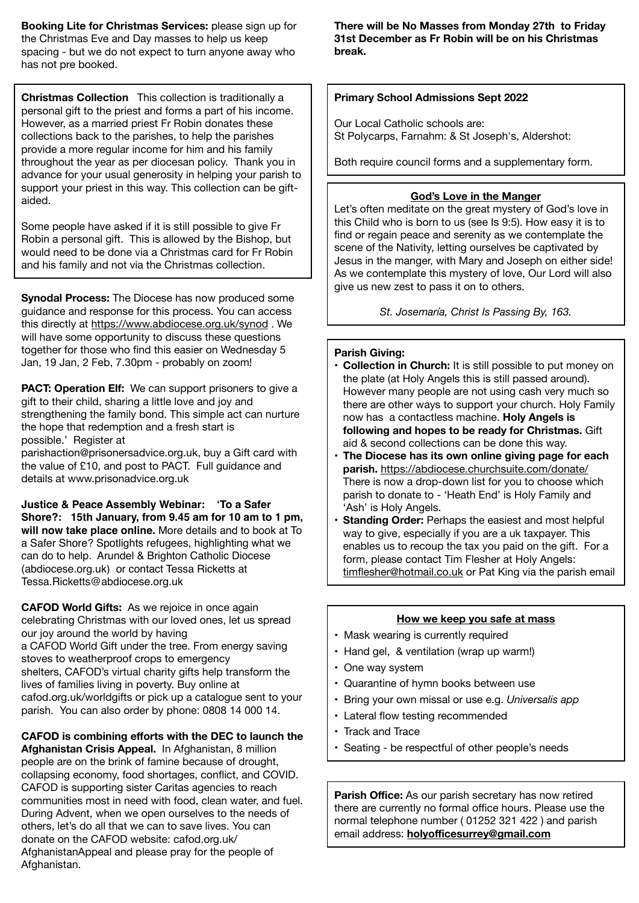**Booking Lite for Christmas Services:** please sign up for the Christmas Eve and Day masses to help us keep spacing - but we do not expect to turn anyone away who has not pre booked.

**Christmas Collection** This collection is traditionally a personal gift to the priest and forms a part of his income. However, as a married priest Fr Robin donates these collections back to the parishes, to help the parishes provide a more regular income for him and his family throughout the year as per diocesan policy. Thank you in advance for your usual generosity in helping your parish to support your priest in this way. This collection can be gift-aided.

Some people have asked if it is still possible to give Fr Robin a personal gift. This is allowed by the Bishop, but would need to be done via a Christmas card for Fr Robin and his family and not via the Christmas collection.

**Synodal Process:** The Diocese has now produced some guidance and response for this process. You can access this directly at https://www.abdiocese.org.uk/synod . We will have some opportunity to discuss these questions together for those who find this easier on Wednesday 5 Jan, 19 Jan, 2 Feb, 7.30pm - probably on zoom!

**PACT: Operation Elf:** We can support prisoners to give a gift to their child, sharing a little love and joy and strengthening the family bond. This simple act can nurture the hope that redemption and a fresh start is possible.' Register at parishaction@prisonersadvice.org.uk, buy a Gift card with the value of £10, and post to PACT. Full guidance and details at www.prisonadvice.org.uk

**Justice & Peace Assembly Webinar: 'To a Safer Shore?: 15th January, from 9.45 am for 10 am to 1 pm, will now take place online.** More details and to book at To a Safer Shore? Spotlights refugees, highlighting what we can do to help. Arundel & Brighton Catholic Diocese (abdiocese.org.uk) or contact Tessa Ricketts at Tessa.Ricketts@abdiocese.org.uk

**CAFOD World Gifts:** As we rejoice in once again celebrating Christmas with our loved ones, let us spread our joy around the world by having a CAFOD World Gift under the tree. From energy saving stoves to weatherproof crops to emergency shelters, CAFOD's virtual charity gifts help transform the lives of families living in poverty. Buy online at cafod.org.uk/worldgifts or pick up a catalogue sent to your parish. You can also order by phone: 0808 14 000 14.

**CAFOD is combining efforts with the DEC to launch the Afghanistan Crisis Appeal.** In Afghanistan, 8 million people are on the brink of famine because of drought, collapsing economy, food shortages, conflict, and COVID. CAFOD is supporting sister Caritas agencies to reach communities most in need with food, clean water, and fuel. During Advent, when we open ourselves to the needs of others, let's do all that we can to save lives. You can donate on the CAFOD website: cafod.org.uk/AfghanistanAppeal and please pray for the people of Afghanistan.

**There will be No Masses from Monday 27th to Friday 31st December as Fr Robin will be on his Christmas break.**

**Primary School Admissions Sept 2022**

Our Local Catholic schools are:
St Polycarps, Farnahm: & St Joseph's, Aldershot:

Both require council forms and a supplementary form.

**God's Love in the Manger**

Let's often meditate on the great mystery of God's love in this Child who is born to us (see Is 9:5). How easy it is to find or regain peace and serenity as we contemplate the scene of the Nativity, letting ourselves be captivated by Jesus in the manger, with Mary and Joseph on either side! As we contemplate this mystery of love, Our Lord will also give us new zest to pass it on to others.

*St. Josemaría, Christ Is Passing By, 163.*

**Parish Giving:**

- **Collection in Church:** It is still possible to put money on the plate (at Holy Angels this is still passed around). However many people are not using cash very much so there are other ways to support your church. Holy Family now has a contactless machine. **Holy Angels is following and hopes to be ready for Christmas.** Gift aid & second collections can be done this way.
- **The Diocese has its own online giving page for each parish.** https://abdiocese.churchsuite.com/donate/ There is now a drop-down list for you to choose which parish to donate to - 'Heath End' is Holy Family and 'Ash' is Holy Angels.
- **Standing Order:** Perhaps the easiest and most helpful way to give, especially if you are a uk taxpayer. This enables us to recoup the tax you paid on the gift. For a form, please contact Tim Flesher at Holy Angels: timflesher@hotmail.co.uk or Pat King via the parish email

**How we keep you safe at mass**

- Mask wearing is currently required
- Hand gel, & ventilation (wrap up warm!)
- One way system
- Quarantine of hymn books between use
- Bring your own missal or use e.g. *Universalis app*
- Lateral flow testing recommended
- Track and Trace
- Seating - be respectful of other people's needs

**Parish Office:** As our parish secretary has now retired there are currently no formal office hours. Please use the normal telephone number ( 01252 321 422 ) and parish email address: **holyofficesurrey@gmail.com**